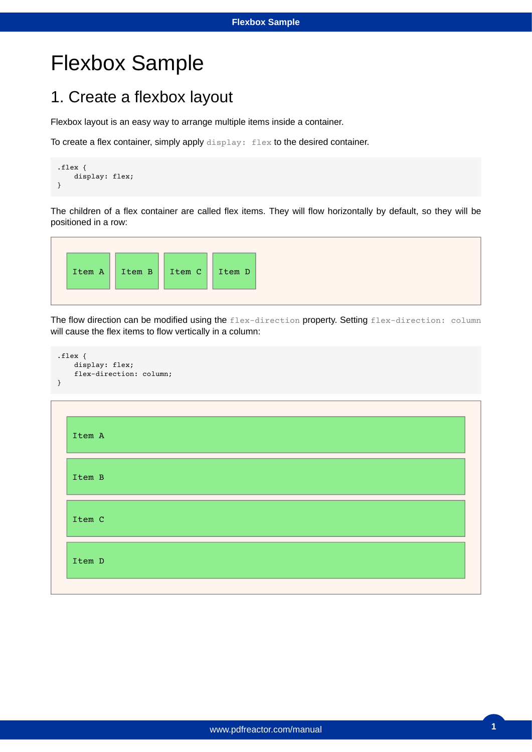# Flexbox Sample

## 1. Create a flexbox layout

Flexbox layout is an easy way to arrange multiple items inside a container.

To create a flex container, simply apply `display: flex` to the desired container.

```
.flex {
    display: flex;
}
```

The children of a flex container are called flex items. They will flow horizontally by default, so they will be positioned in a row:

Item A Item B Item C Item D

The flow direction can be modified using the `flex-direction` property. Setting `flex-direction: column` will cause the flex items to flow vertically in a column:

```
.flex {
    display: flex;
    flex-direction: column;
}
```

Item A

Item B

Item C

Item D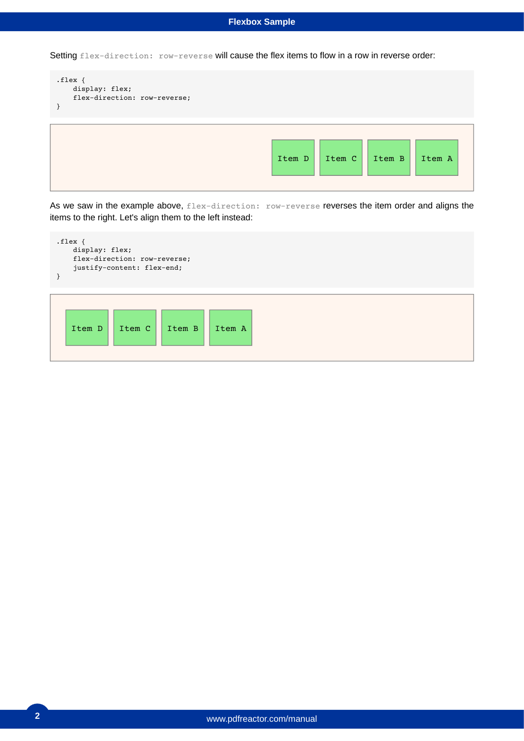Setting `flex-direction: row-reverse` will cause the flex items to flow in a row in reverse order:

```
.flex {
    display: flex;
    flex-direction: row-reverse;
}
```

Item D Item C Item B Item A

As we saw in the example above, `flex-direction: row-reverse` reverses the item order and aligns the items to the right. Let's align them to the left instead:

```
.flex {
    display: flex;
    flex-direction: row-reverse;
    justify-content: flex-end;
}
```

Item D Item C Item B Item A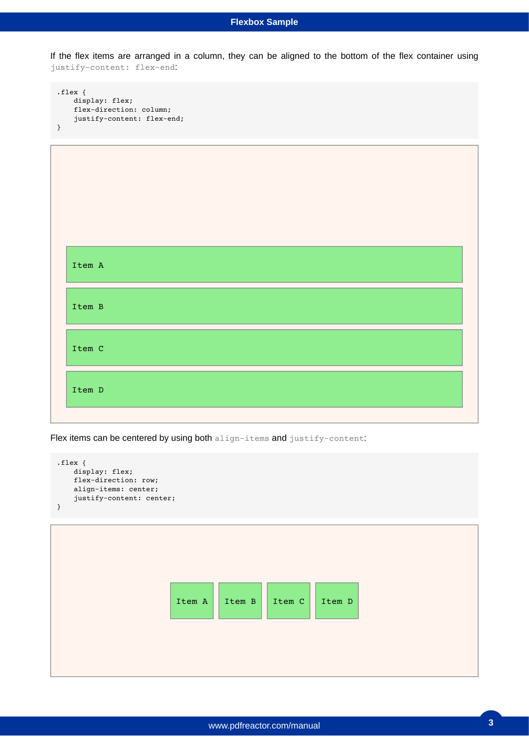If the flex items are arranged in a column, they can be aligned to the bottom of the flex container using `justify-content: flex-end`:

```
.flex {
    display: flex;
    flex-direction: column;
    justify-content: flex-end;
}
```

Item A

Item B

Item C

Item D

Flex items can be centered by using both `align-items` and `justify-content`:

```
.flex {
    display: flex;
    flex-direction: row;
    align-items: center;
    justify-content: center;
}
```

Item A Item B Item C Item D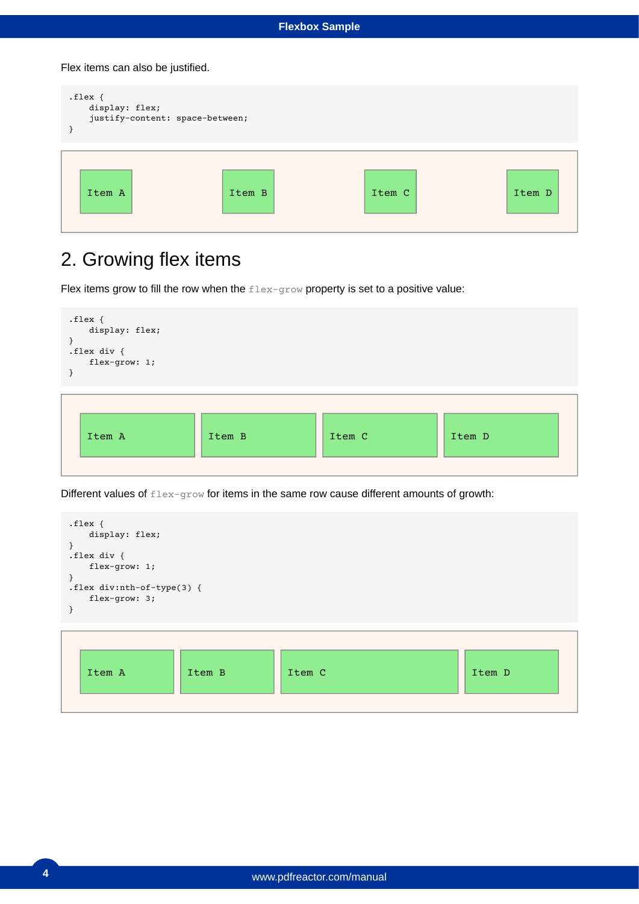Flex items can also be justified.

```
.flex {
    display: flex;
    justify-content: space-between;
}
```

Item A Item B Item C Item D

## 2. Growing flex items

Flex items grow to fill the row when the `flex-grow` property is set to a positive value:

```
.flex {
    display: flex;
}
.flex div {
    flex-grow: 1;
}
```

Item A Item B Item C Item D

Different values of `flex-grow` for items in the same row cause different amounts of growth:

```
.flex {
    display: flex;
}
.flex div {
    flex-grow: 1;
}
.flex div:nth-of-type(3) {
    flex-grow: 3;
}
```

Item A Item B Item C Item D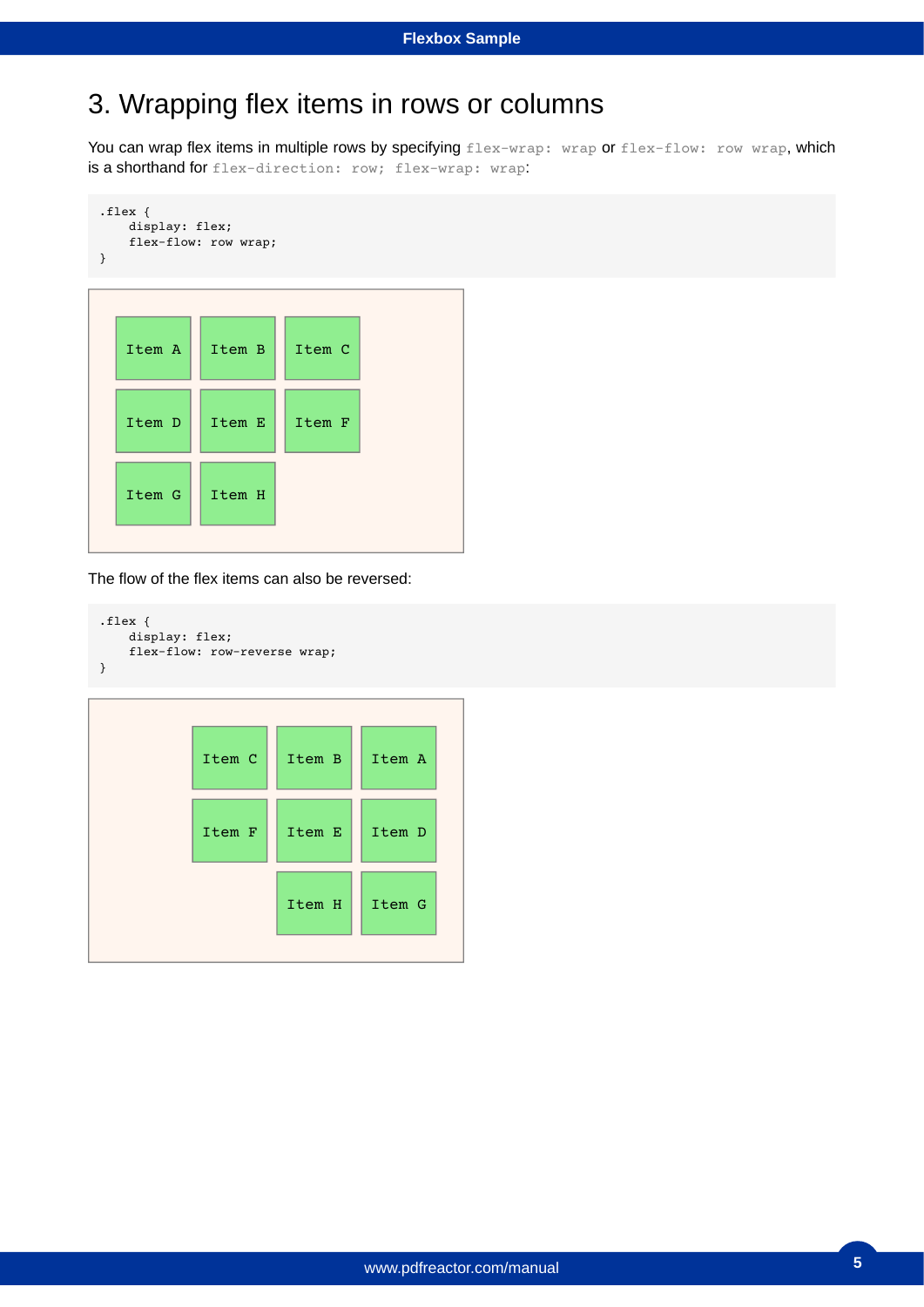# 3. Wrapping flex items in rows or columns

You can wrap flex items in multiple rows by specifying `flex-wrap: wrap` or `flex-flow: row wrap`, which is a shorthand for `flex-direction: row; flex-wrap: wrap`:

```
.flex {
    display: flex;
    flex-flow: row wrap;
}
```

Item A Item B Item C

Item D Item E Item F

Item G Item H

The flow of the flex items can also be reversed:

```
.flex {
    display: flex;
    flex-flow: row-reverse wrap;
}
```

Item C Item B Item A

Item F Item E Item D

Item H Item G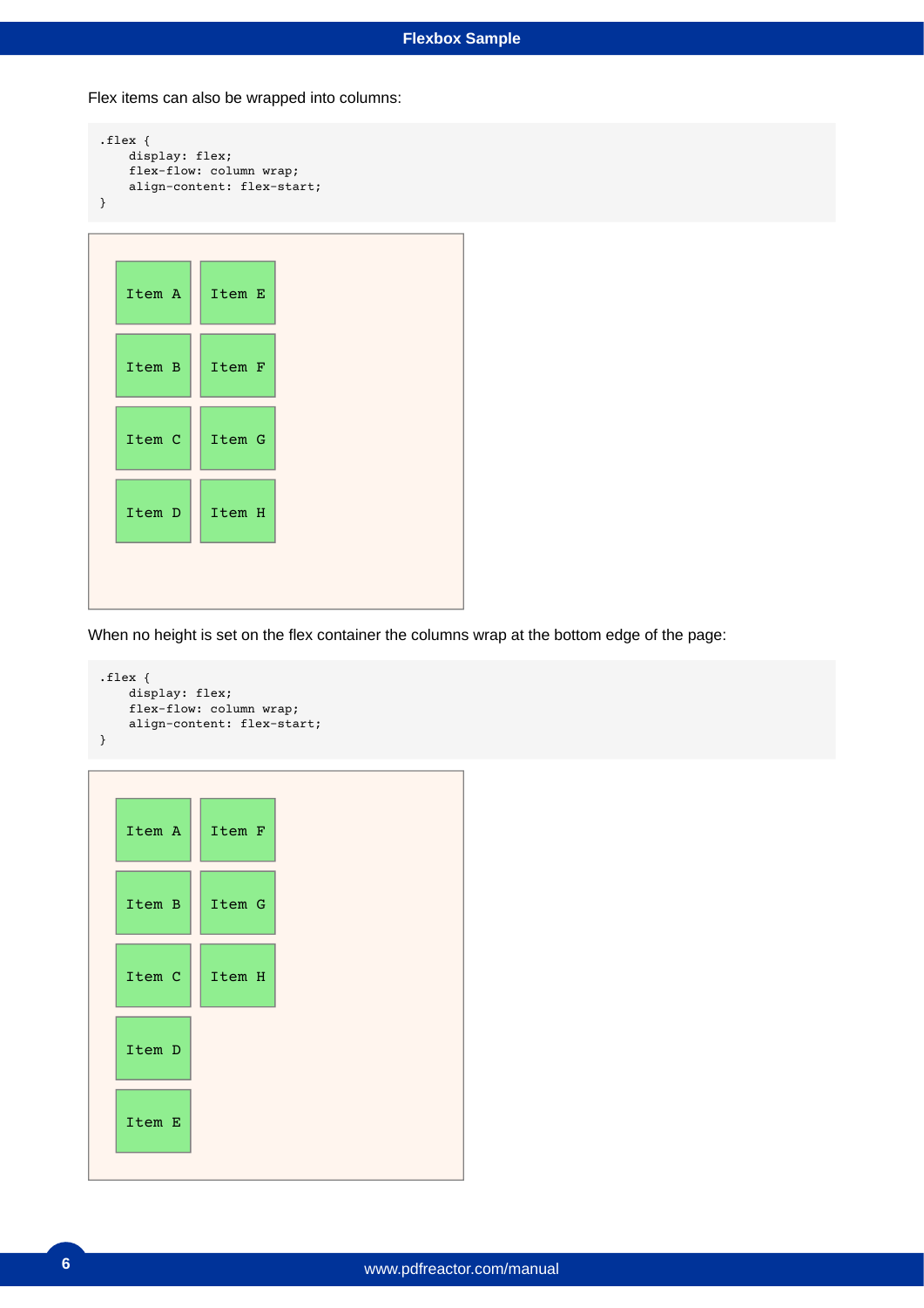Flex items can also be wrapped into columns:

```
.flex {
    display: flex;
    flex-flow: column wrap;
    align-content: flex-start;
}
```

Item A Item E

Item B Item F

Item C Item G

Item D Item H

When no height is set on the flex container the columns wrap at the bottom edge of the page:

```
.flex {
    display: flex;
    flex-flow: column wrap;
    align-content: flex-start;
}
```

Item A Item F

Item B Item G

Item C Item H

Item D

Item E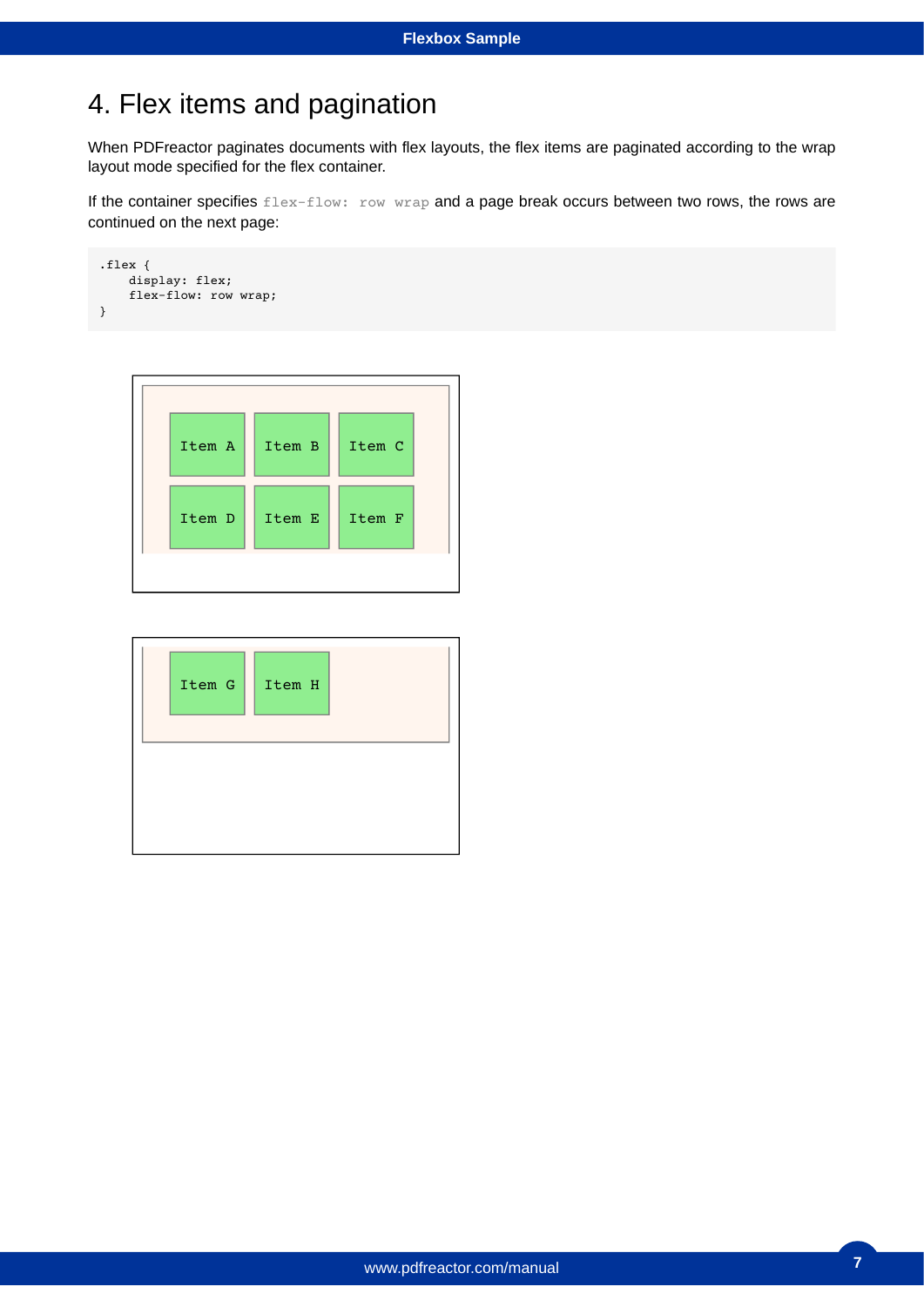# 4. Flex items and pagination

When PDFreactor paginates documents with flex layouts, the flex items are paginated according to the wrap layout mode specified for the flex container.

If the container specifies `flex-flow: row wrap` and a page break occurs between two rows, the rows are continued on the next page:

```
.flex {
    display: flex;
    flex-flow: row wrap;
}
```

Item A Item B Item C

Item D Item E Item F

Item G Item H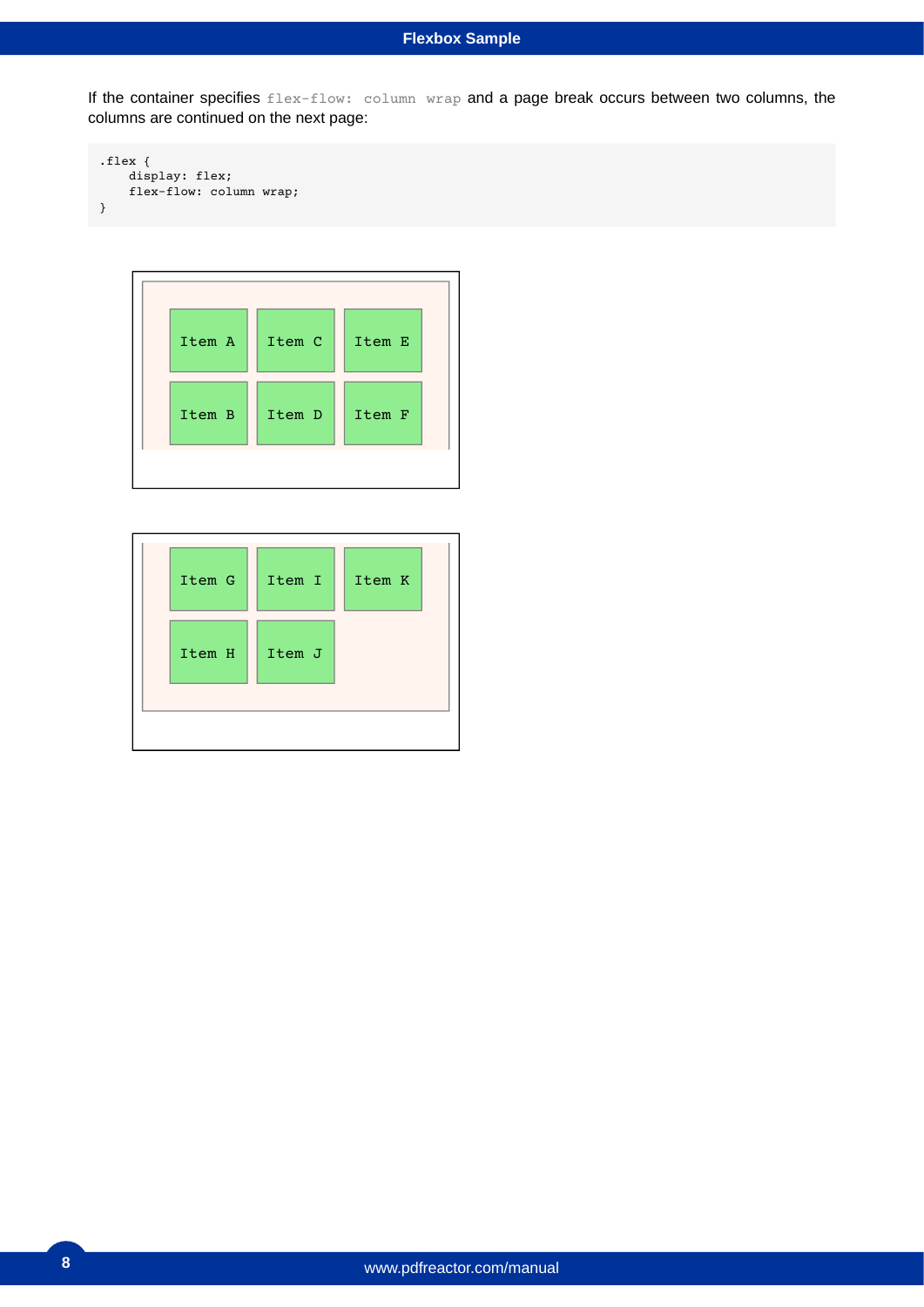If the container specifies `flex-flow: column wrap` and a page break occurs between two columns, the columns are continued on the next page:

```
.flex {
    display: flex;
    flex-flow: column wrap;
}
```

Item A
Item C
Item E
Item B
Item D
Item F

Item G
Item I
Item K
Item H
Item J